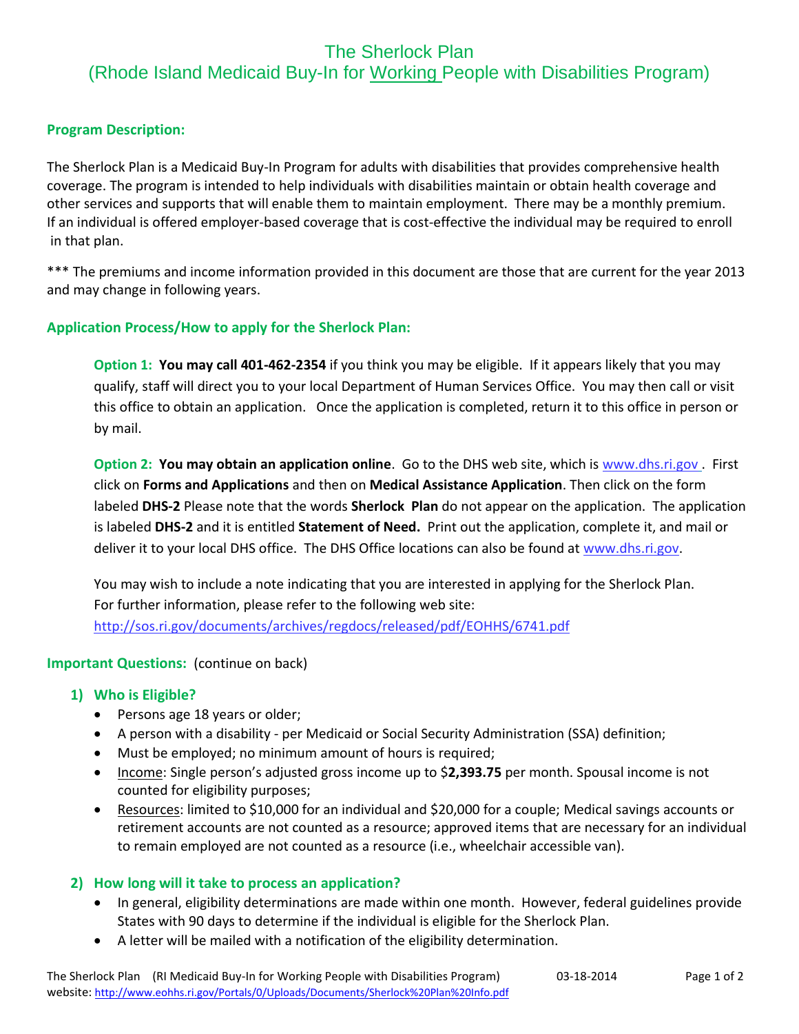# The Sherlock Plan
## (Rhode Island Medicaid Buy-In for Working People with Disabilities Program)

### Program Description:

The Sherlock Plan is a Medicaid Buy-In Program for adults with disabilities that provides comprehensive health coverage. The program is intended to help individuals with disabilities maintain or obtain health coverage and other services and supports that will enable them to maintain employment. There may be a monthly premium. If an individual is offered employer-based coverage that is cost-effective the individual may be required to enroll in that plan.

*** The premiums and income information provided in this document are those that are current for the year 2013 and may change in following years.

### Application Process/How to apply for the Sherlock Plan:

**Option 1:** **You may call 401-462-2354** if you think you may be eligible. If it appears likely that you may qualify, staff will direct you to your local Department of Human Services Office. You may then call or visit this office to obtain an application. Once the application is completed, return it to this office in person or by mail.

**Option 2:** **You may obtain an application online**. Go to the DHS web site, which is www.dhs.ri.gov . First click on **Forms and Applications** and then on **Medical Assistance Application**. Then click on the form labeled **DHS-2** Please note that the words **Sherlock Plan** do not appear on the application. The application is labeled **DHS-2** and it is entitled **Statement of Need.** Print out the application, complete it, and mail or deliver it to your local DHS office. The DHS Office locations can also be found at www.dhs.ri.gov.

You may wish to include a note indicating that you are interested in applying for the Sherlock Plan. For further information, please refer to the following web site: http://sos.ri.gov/documents/archives/regdocs/released/pdf/EOHHS/6741.pdf

### Important Questions: (continue on back)

**1) Who is Eligible?**

- Persons age 18 years or older;
- A person with a disability - per Medicaid or Social Security Administration (SSA) definition;
- Must be employed; no minimum amount of hours is required;
- Income: Single person's adjusted gross income up to $**2,393.75** per month. Spousal income is not counted for eligibility purposes;
- Resources: limited to $10,000 for an individual and $20,000 for a couple; Medical savings accounts or retirement accounts are not counted as a resource; approved items that are necessary for an individual to remain employed are not counted as a resource (i.e., wheelchair accessible van).

**2) How long will it take to process an application?**

- In general, eligibility determinations are made within one month. However, federal guidelines provide States with 90 days to determine if the individual is eligible for the Sherlock Plan.
- A letter will be mailed with a notification of the eligibility determination.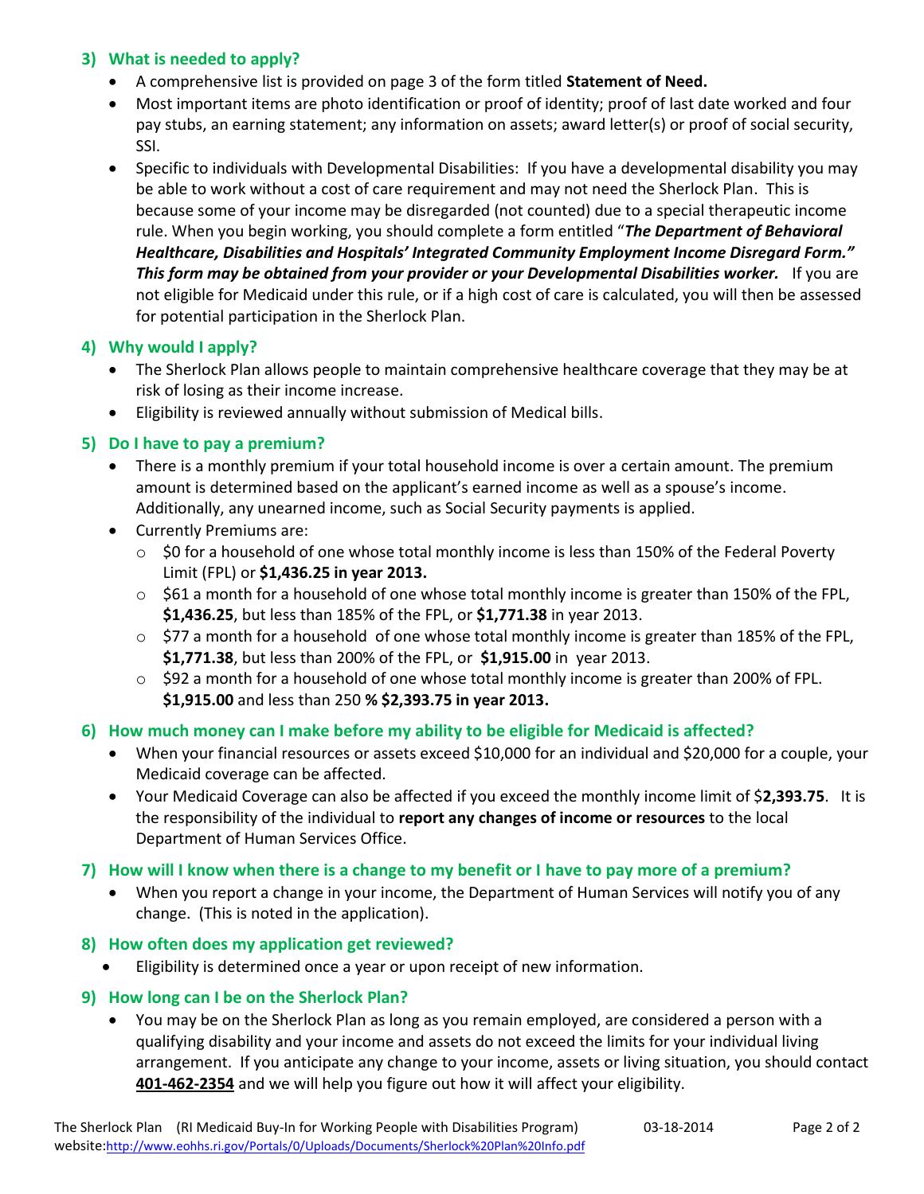### 3) What is needed to apply?

- A comprehensive list is provided on page 3 of the form titled **Statement of Need.**
- Most important items are photo identification or proof of identity; proof of last date worked and four pay stubs, an earning statement; any information on assets; award letter(s) or proof of social security, SSI.
- Specific to individuals with Developmental Disabilities: If you have a developmental disability you may be able to work without a cost of care requirement and may not need the Sherlock Plan. This is because some of your income may be disregarded (not counted) due to a special therapeutic income rule. When you begin working, you should complete a form entitled "***The Department of Behavioral Healthcare, Disabilities and Hospitals' Integrated Community Employment Income Disregard Form." This form may be obtained from your provider or your Developmental Disabilities worker.*** If you are not eligible for Medicaid under this rule, or if a high cost of care is calculated, you will then be assessed for potential participation in the Sherlock Plan.

### 4) Why would I apply?

- The Sherlock Plan allows people to maintain comprehensive healthcare coverage that they may be at risk of losing as their income increase.
- Eligibility is reviewed annually without submission of Medical bills.

### 5) Do I have to pay a premium?

- There is a monthly premium if your total household income is over a certain amount. The premium amount is determined based on the applicant's earned income as well as a spouse's income. Additionally, any unearned income, such as Social Security payments is applied.
- Currently Premiums are:
  - $0 for a household of one whose total monthly income is less than 150% of the Federal Poverty Limit (FPL) or **$1,436.25 in year 2013.**
  - $61 a month for a household of one whose total monthly income is greater than 150% of the FPL, **$1,436.25**, but less than 185% of the FPL, or **$1,771.38** in year 2013.
  - $77 a month for a household of one whose total monthly income is greater than 185% of the FPL, **$1,771.38**, but less than 200% of the FPL, or **$1,915.00** in year 2013.
  - $92 a month for a household of one whose total monthly income is greater than 200% of FPL. **$1,915.00** and less than 250 **% $2,393.75 in year 2013.**

### 6) How much money can I make before my ability to be eligible for Medicaid is affected?

- When your financial resources or assets exceed $10,000 for an individual and $20,000 for a couple, your Medicaid coverage can be affected.
- Your Medicaid Coverage can also be affected if you exceed the monthly income limit of $**2,393.75**. It is the responsibility of the individual to **report any changes of income or resources** to the local Department of Human Services Office.

### 7) How will I know when there is a change to my benefit or I have to pay more of a premium?

- When you report a change in your income, the Department of Human Services will notify you of any change. (This is noted in the application).

### 8) How often does my application get reviewed?

- Eligibility is determined once a year or upon receipt of new information.

### 9) How long can I be on the Sherlock Plan?

- You may be on the Sherlock Plan as long as you remain employed, are considered a person with a qualifying disability and your income and assets do not exceed the limits for your individual living arrangement. If you anticipate any change to your income, assets or living situation, you should contact **401-462-2354** and we will help you figure out how it will affect your eligibility.

The Sherlock Plan (RI Medicaid Buy-In for Working People with Disabilities Program) 03-18-2014
website:http://www.eohhs.ri.gov/Portals/0/Uploads/Documents/Sherlock%20Plan%20Info.pdf